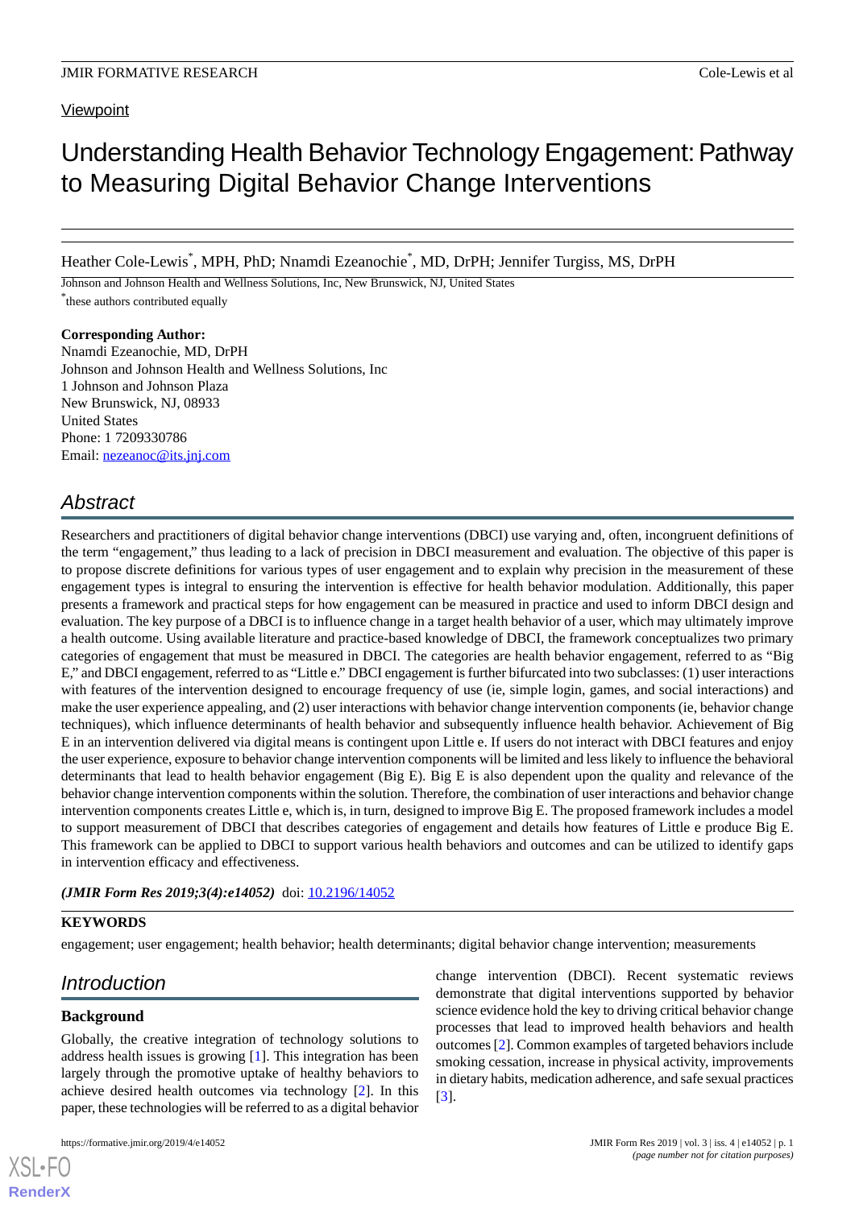Viewpoint

# Understanding Health Behavior Technology Engagement: Pathway to Measuring Digital Behavior Change Interventions

Heather Cole-Lewis[*], MPH, PhD; Nnamdi Ezeanochie[*], MD, DrPH; Jennifer Turgiss, MS, DrPH

Johnson and Johnson Health and Wellness Solutions, Inc, New Brunswick, NJ, United States

[*]these authors contributed equally

**Corresponding Author:**
Nnamdi Ezeanochie, MD, DrPH
Johnson and Johnson Health and Wellness Solutions, Inc
1 Johnson and Johnson Plaza
New Brunswick, NJ, 08933
United States
Phone: 1 7209330786
Email: nezeanoc@its.jnj.com

## Abstract

Researchers and practitioners of digital behavior change interventions (DBCI) use varying and, often, incongruent definitions of the term "engagement," thus leading to a lack of precision in DBCI measurement and evaluation. The objective of this paper is to propose discrete definitions for various types of user engagement and to explain why precision in the measurement of these engagement types is integral to ensuring the intervention is effective for health behavior modulation. Additionally, this paper presents a framework and practical steps for how engagement can be measured in practice and used to inform DBCI design and evaluation. The key purpose of a DBCI is to influence change in a target health behavior of a user, which may ultimately improve a health outcome. Using available literature and practice-based knowledge of DBCI, the framework conceptualizes two primary categories of engagement that must be measured in DBCI. The categories are health behavior engagement, referred to as "Big E," and DBCI engagement, referred to as "Little e." DBCI engagement is further bifurcated into two subclasses: (1) user interactions with features of the intervention designed to encourage frequency of use (ie, simple login, games, and social interactions) and make the user experience appealing, and (2) user interactions with behavior change intervention components (ie, behavior change techniques), which influence determinants of health behavior and subsequently influence health behavior. Achievement of Big E in an intervention delivered via digital means is contingent upon Little e. If users do not interact with DBCI features and enjoy the user experience, exposure to behavior change intervention components will be limited and less likely to influence the behavioral determinants that lead to health behavior engagement (Big E). Big E is also dependent upon the quality and relevance of the behavior change intervention components within the solution. Therefore, the combination of user interactions and behavior change intervention components creates Little e, which is, in turn, designed to improve Big E. The proposed framework includes a model to support measurement of DBCI that describes categories of engagement and details how features of Little e produce Big E. This framework can be applied to DBCI to support various health behaviors and outcomes and can be utilized to identify gaps in intervention efficacy and effectiveness.

***(JMIR Form Res 2019;3(4):e14052)*** doi: 10.2196/14052

**KEYWORDS**

engagement; user engagement; health behavior; health determinants; digital behavior change intervention; measurements

## Introduction

### Background

Globally, the creative integration of technology solutions to address health issues is growing [1]. This integration has been largely through the promotive uptake of healthy behaviors to achieve desired health outcomes via technology [2]. In this paper, these technologies will be referred to as a digital behavior change intervention (DBCI). Recent systematic reviews demonstrate that digital interventions supported by behavior science evidence hold the key to driving critical behavior change processes that lead to improved health behaviors and health outcomes [2]. Common examples of targeted behaviors include smoking cessation, increase in physical activity, improvements in dietary habits, medication adherence, and safe sexual practices [3].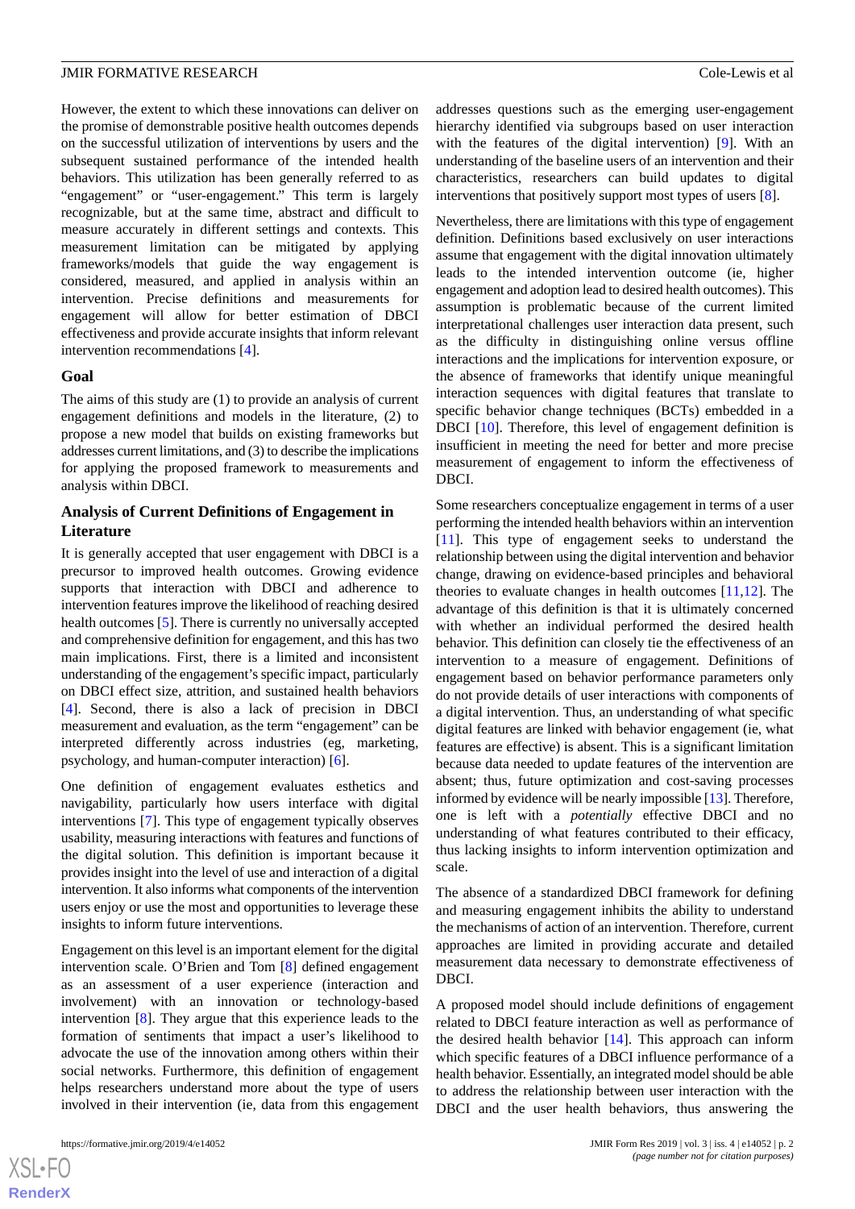However, the extent to which these innovations can deliver on the promise of demonstrable positive health outcomes depends on the successful utilization of interventions by users and the subsequent sustained performance of the intended health behaviors. This utilization has been generally referred to as "engagement" or "user-engagement." This term is largely recognizable, but at the same time, abstract and difficult to measure accurately in different settings and contexts. This measurement limitation can be mitigated by applying frameworks/models that guide the way engagement is considered, measured, and applied in analysis within an intervention. Precise definitions and measurements for engagement will allow for better estimation of DBCI effectiveness and provide accurate insights that inform relevant intervention recommendations [4].

## Goal

The aims of this study are (1) to provide an analysis of current engagement definitions and models in the literature, (2) to propose a new model that builds on existing frameworks but addresses current limitations, and (3) to describe the implications for applying the proposed framework to measurements and analysis within DBCI.

## Analysis of Current Definitions of Engagement in Literature

It is generally accepted that user engagement with DBCI is a precursor to improved health outcomes. Growing evidence supports that interaction with DBCI and adherence to intervention features improve the likelihood of reaching desired health outcomes [5]. There is currently no universally accepted and comprehensive definition for engagement, and this has two main implications. First, there is a limited and inconsistent understanding of the engagement's specific impact, particularly on DBCI effect size, attrition, and sustained health behaviors [4]. Second, there is also a lack of precision in DBCI measurement and evaluation, as the term "engagement" can be interpreted differently across industries (eg, marketing, psychology, and human-computer interaction) [6].

One definition of engagement evaluates esthetics and navigability, particularly how users interface with digital interventions [7]. This type of engagement typically observes usability, measuring interactions with features and functions of the digital solution. This definition is important because it provides insight into the level of use and interaction of a digital intervention. It also informs what components of the intervention users enjoy or use the most and opportunities to leverage these insights to inform future interventions.

Engagement on this level is an important element for the digital intervention scale. O'Brien and Tom [8] defined engagement as an assessment of a user experience (interaction and involvement) with an innovation or technology-based intervention [8]. They argue that this experience leads to the formation of sentiments that impact a user's likelihood to advocate the use of the innovation among others within their social networks. Furthermore, this definition of engagement helps researchers understand more about the type of users involved in their intervention (ie, data from this engagement addresses questions such as the emerging user-engagement hierarchy identified via subgroups based on user interaction with the features of the digital intervention) [9]. With an understanding of the baseline users of an intervention and their characteristics, researchers can build updates to digital interventions that positively support most types of users [8].

Nevertheless, there are limitations with this type of engagement definition. Definitions based exclusively on user interactions assume that engagement with the digital innovation ultimately leads to the intended intervention outcome (ie, higher engagement and adoption lead to desired health outcomes). This assumption is problematic because of the current limited interpretational challenges user interaction data present, such as the difficulty in distinguishing online versus offline interactions and the implications for intervention exposure, or the absence of frameworks that identify unique meaningful interaction sequences with digital features that translate to specific behavior change techniques (BCTs) embedded in a DBCI [10]. Therefore, this level of engagement definition is insufficient in meeting the need for better and more precise measurement of engagement to inform the effectiveness of DBCI.

Some researchers conceptualize engagement in terms of a user performing the intended health behaviors within an intervention [11]. This type of engagement seeks to understand the relationship between using the digital intervention and behavior change, drawing on evidence-based principles and behavioral theories to evaluate changes in health outcomes [11,12]. The advantage of this definition is that it is ultimately concerned with whether an individual performed the desired health behavior. This definition can closely tie the effectiveness of an intervention to a measure of engagement. Definitions of engagement based on behavior performance parameters only do not provide details of user interactions with components of a digital intervention. Thus, an understanding of what specific digital features are linked with behavior engagement (ie, what features are effective) is absent. This is a significant limitation because data needed to update features of the intervention are absent; thus, future optimization and cost-saving processes informed by evidence will be nearly impossible [13]. Therefore, one is left with a *potentially* effective DBCI and no understanding of what features contributed to their efficacy, thus lacking insights to inform intervention optimization and scale.

The absence of a standardized DBCI framework for defining and measuring engagement inhibits the ability to understand the mechanisms of action of an intervention. Therefore, current approaches are limited in providing accurate and detailed measurement data necessary to demonstrate effectiveness of DBCI.

A proposed model should include definitions of engagement related to DBCI feature interaction as well as performance of the desired health behavior [14]. This approach can inform which specific features of a DBCI influence performance of a health behavior. Essentially, an integrated model should be able to address the relationship between user interaction with the DBCI and the user health behaviors, thus answering the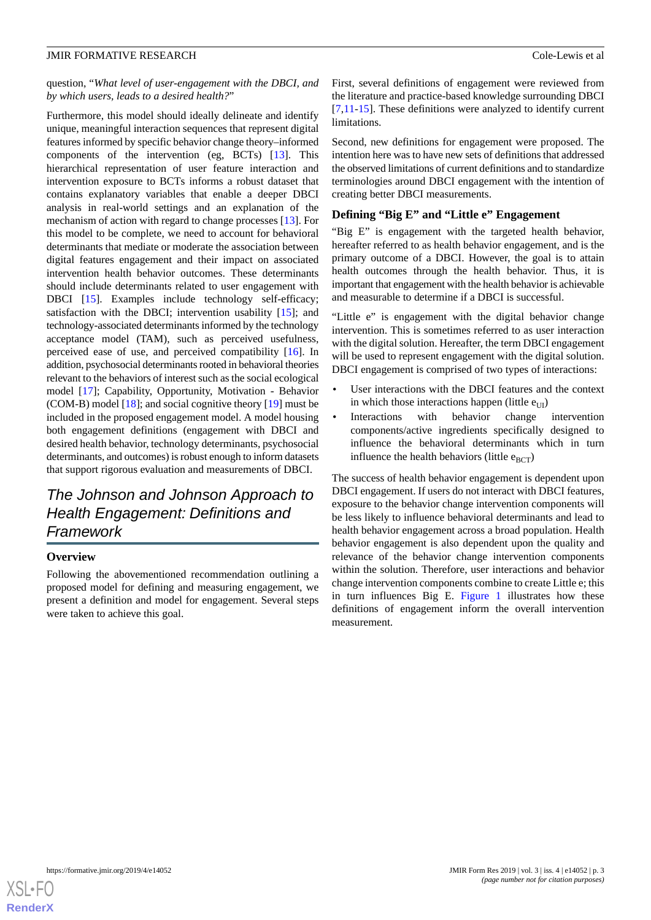question, "*What level of user-engagement with the DBCI, and by which users, leads to a desired health?*"

Furthermore, this model should ideally delineate and identify unique, meaningful interaction sequences that represent digital features informed by specific behavior change theory–informed components of the intervention (eg, BCTs) [13]. This hierarchical representation of user feature interaction and intervention exposure to BCTs informs a robust dataset that contains explanatory variables that enable a deeper DBCI analysis in real-world settings and an explanation of the mechanism of action with regard to change processes [13]. For this model to be complete, we need to account for behavioral determinants that mediate or moderate the association between digital features engagement and their impact on associated intervention health behavior outcomes. These determinants should include determinants related to user engagement with DBCI [15]. Examples include technology self-efficacy; satisfaction with the DBCI; intervention usability [15]; and technology-associated determinants informed by the technology acceptance model (TAM), such as perceived usefulness, perceived ease of use, and perceived compatibility [16]. In addition, psychosocial determinants rooted in behavioral theories relevant to the behaviors of interest such as the social ecological model [17]; Capability, Opportunity, Motivation - Behavior (COM-B) model [18]; and social cognitive theory [19] must be included in the proposed engagement model. A model housing both engagement definitions (engagement with DBCI and desired health behavior, technology determinants, psychosocial determinants, and outcomes) is robust enough to inform datasets that support rigorous evaluation and measurements of DBCI.

## The Johnson and Johnson Approach to Health Engagement: Definitions and Framework

### Overview

Following the abovementioned recommendation outlining a proposed model for defining and measuring engagement, we present a definition and model for engagement. Several steps were taken to achieve this goal.

First, several definitions of engagement were reviewed from the literature and practice-based knowledge surrounding DBCI [7,11-15]. These definitions were analyzed to identify current limitations.

Second, new definitions for engagement were proposed. The intention here was to have new sets of definitions that addressed the observed limitations of current definitions and to standardize terminologies around DBCI engagement with the intention of creating better DBCI measurements.

### Defining "Big E" and "Little e" Engagement

"Big E" is engagement with the targeted health behavior, hereafter referred to as health behavior engagement, and is the primary outcome of a DBCI. However, the goal is to attain health outcomes through the health behavior. Thus, it is important that engagement with the health behavior is achievable and measurable to determine if a DBCI is successful.

"Little e" is engagement with the digital behavior change intervention. This is sometimes referred to as user interaction with the digital solution. Hereafter, the term DBCI engagement will be used to represent engagement with the digital solution. DBCI engagement is comprised of two types of interactions:

- User interactions with the DBCI features and the context in which those interactions happen (little $e_{UI}$)
- Interactions with behavior change intervention components/active ingredients specifically designed to influence the behavioral determinants which in turn influence the health behaviors (little $e_{BCT}$)

The success of health behavior engagement is dependent upon DBCI engagement. If users do not interact with DBCI features, exposure to the behavior change intervention components will be less likely to influence behavioral determinants and lead to health behavior engagement across a broad population. Health behavior engagement is also dependent upon the quality and relevance of the behavior change intervention components within the solution. Therefore, user interactions and behavior change intervention components combine to create Little e; this in turn influences Big E. Figure 1 illustrates how these definitions of engagement inform the overall intervention measurement.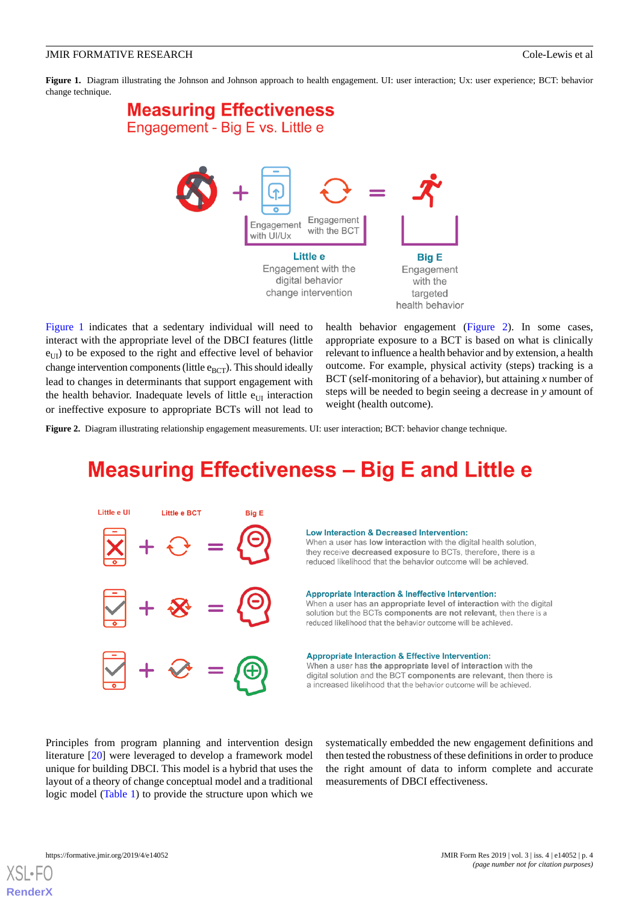**Figure 1.** Diagram illustrating the Johnson and Johnson approach to health engagement. UI: user interaction; Ux: user experience; BCT: behavior change technique.

Figure 1 indicates that a sedentary individual will need to interact with the appropriate level of the DBCI features (little $e_{UI}$) to be exposed to the right and effective level of behavior change intervention components (little $e_{BCT}$). This should ideally lead to changes in determinants that support engagement with the health behavior. Inadequate levels of little $e_{UI}$ interaction or ineffective exposure to appropriate BCTs will not lead to health behavior engagement (Figure 2). In some cases, appropriate exposure to a BCT is based on what is clinically relevant to influence a health behavior and by extension, a health outcome. For example, physical activity (steps) tracking is a BCT (self-monitoring of a behavior), but attaining *x* number of steps will be needed to begin seeing a decrease in *y* amount of weight (health outcome).

**Figure 2.** Diagram illustrating relationship engagement measurements. UI: user interaction; BCT: behavior change technique.

Principles from program planning and intervention design literature [20] were leveraged to develop a framework model unique for building DBCI. This model is a hybrid that uses the layout of a theory of change conceptual model and a traditional logic model (Table 1) to provide the structure upon which we systematically embedded the new engagement definitions and then tested the robustness of these definitions in order to produce the right amount of data to inform complete and accurate measurements of DBCI effectiveness.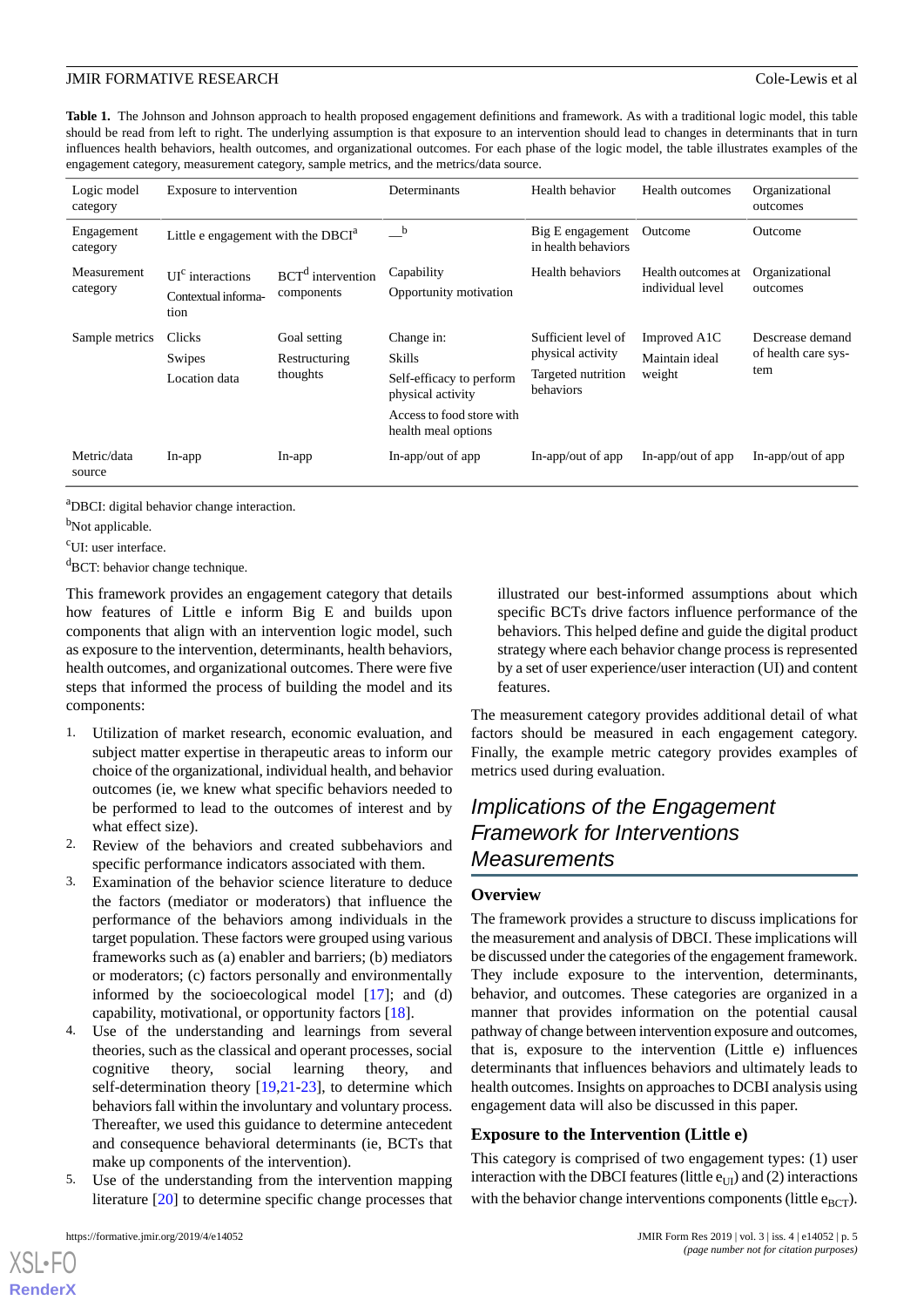**Table 1.** The Johnson and Johnson approach to health proposed engagement definitions and framework. As with a traditional logic model, this table should be read from left to right. The underlying assumption is that exposure to an intervention should lead to changes in determinants that in turn influences health behaviors, health outcomes, and organizational outcomes. For each phase of the logic model, the table illustrates examples of the engagement category, measurement category, sample metrics, and the metrics/data source.

| Logic model category | Exposure to intervention | | Determinants | Health behavior | Health outcomes | Organizational outcomes |
|---|---|---|---|---|---|---|
| Engagement category | Little e engagement with the DBCI[a] | | —[b] | Big E engagement in health behaviors | Outcome | Outcome |
| Measurement category | UI[c] interactions<br>Contextual information | BCT[d] intervention components | Capability<br>Opportunity motivation | Health behaviors | Health outcomes at individual level | Organizational outcomes |
| Sample metrics | Clicks<br>Swipes<br>Location data | Goal setting<br>Restructuring thoughts | Change in:<br>Skills<br>Self-efficacy to perform physical activity<br>Access to food store with health meal options | Sufficient level of physical activity<br>Targeted nutrition behaviors | Improved A1C<br>Maintain ideal weight | Descrease demand of health care system |
| Metric/data source | In-app | In-app | In-app/out of app | In-app/out of app | In-app/out of app | In-app/out of app |

[a]DBCI: digital behavior change interaction.

[b]Not applicable.

[c]UI: user interface.

[d]BCT: behavior change technique.

This framework provides an engagement category that details how features of Little e inform Big E and builds upon components that align with an intervention logic model, such as exposure to the intervention, determinants, health behaviors, health outcomes, and organizational outcomes. There were five steps that informed the process of building the model and its components:

1. Utilization of market research, economic evaluation, and subject matter expertise in therapeutic areas to inform our choice of the organizational, individual health, and behavior outcomes (ie, we knew what specific behaviors needed to be performed to lead to the outcomes of interest and by what effect size).
2. Review of the behaviors and created subbehaviors and specific performance indicators associated with them.
3. Examination of the behavior science literature to deduce the factors (mediator or moderators) that influence the performance of the behaviors among individuals in the target population. These factors were grouped using various frameworks such as (a) enabler and barriers; (b) mediators or moderators; (c) factors personally and environmentally informed by the socioecological model [17]; and (d) capability, motivational, or opportunity factors [18].
4. Use of the understanding and learnings from several theories, such as the classical and operant processes, social cognitive theory, social learning theory, and self-determination theory [19,21-23], to determine which behaviors fall within the involuntary and voluntary process. Thereafter, we used this guidance to determine antecedent and consequence behavioral determinants (ie, BCTs that make up components of the intervention).
5. Use of the understanding from the intervention mapping literature [20] to determine specific change processes that illustrated our best-informed assumptions about which specific BCTs drive factors influence performance of the behaviors. This helped define and guide the digital product strategy where each behavior change process is represented by a set of user experience/user interaction (UI) and content features.

The measurement category provides additional detail of what factors should be measured in each engagement category. Finally, the example metric category provides examples of metrics used during evaluation.

## Implications of the Engagement Framework for Interventions Measurements

### Overview

The framework provides a structure to discuss implications for the measurement and analysis of DBCI. These implications will be discussed under the categories of the engagement framework. They include exposure to the intervention, determinants, behavior, and outcomes. These categories are organized in a manner that provides information on the potential causal pathway of change between intervention exposure and outcomes, that is, exposure to the intervention (Little e) influences determinants that influences behaviors and ultimately leads to health outcomes. Insights on approaches to DCBI analysis using engagement data will also be discussed in this paper.

### Exposure to the Intervention (Little e)

This category is comprised of two engagement types: (1) user interaction with the DBCI features (little $e_{UI}$) and (2) interactions with the behavior change interventions components (little $e_{BCT}$).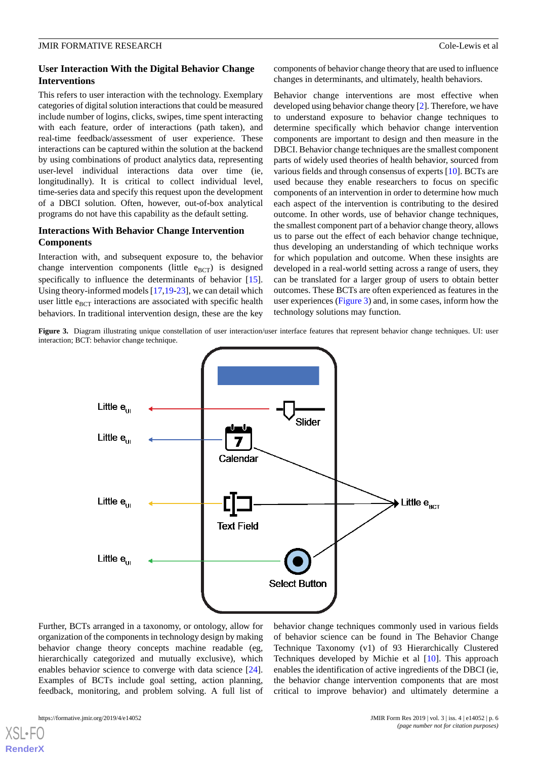### User Interaction With the Digital Behavior Change Interventions

This refers to user interaction with the technology. Exemplary categories of digital solution interactions that could be measured include number of logins, clicks, swipes, time spent interacting with each feature, order of interactions (path taken), and real-time feedback/assessment of user experience. These interactions can be captured within the solution at the backend by using combinations of product analytics data, representing user-level individual interactions data over time (ie, longitudinally). It is critical to collect individual level, time-series data and specify this request upon the development of a DBCI solution. Often, however, out-of-box analytical programs do not have this capability as the default setting.

### Interactions With Behavior Change Intervention Components

Interaction with, and subsequent exposure to, the behavior change intervention components (little $e_{BCT}$) is designed specifically to influence the determinants of behavior [15]. Using theory-informed models [17,19-23], we can detail which user little $e_{BCT}$ interactions are associated with specific health behaviors. In traditional intervention design, these are the key components of behavior change theory that are used to influence changes in determinants, and ultimately, health behaviors.

Behavior change interventions are most effective when developed using behavior change theory [2]. Therefore, we have to understand exposure to behavior change techniques to determine specifically which behavior change intervention components are important to design and then measure in the DBCI. Behavior change techniques are the smallest component parts of widely used theories of health behavior, sourced from various fields and through consensus of experts [10]. BCTs are used because they enable researchers to focus on specific components of an intervention in order to determine how much each aspect of the intervention is contributing to the desired outcome. In other words, use of behavior change techniques, the smallest component part of a behavior change theory, allows us to parse out the effect of each behavior change technique, thus developing an understanding of which technique works for which population and outcome. When these insights are developed in a real-world setting across a range of users, they can be translated for a larger group of users to obtain better outcomes. These BCTs are often experienced as features in the user experiences (Figure 3) and, in some cases, inform how the technology solutions may function.

**Figure 3.** Diagram illustrating unique constellation of user interaction/user interface features that represent behavior change techniques. UI: user interaction; BCT: behavior change technique.

Further, BCTs arranged in a taxonomy, or ontology, allow for organization of the components in technology design by making behavior change theory concepts machine readable (eg, hierarchically categorized and mutually exclusive), which enables behavior science to converge with data science [24]. Examples of BCTs include goal setting, action planning, feedback, monitoring, and problem solving. A full list of behavior change techniques commonly used in various fields of behavior science can be found in The Behavior Change Technique Taxonomy (v1) of 93 Hierarchically Clustered Techniques developed by Michie et al [10]. This approach enables the identification of active ingredients of the DBCI (ie, the behavior change intervention components that are most critical to improve behavior) and ultimately determine a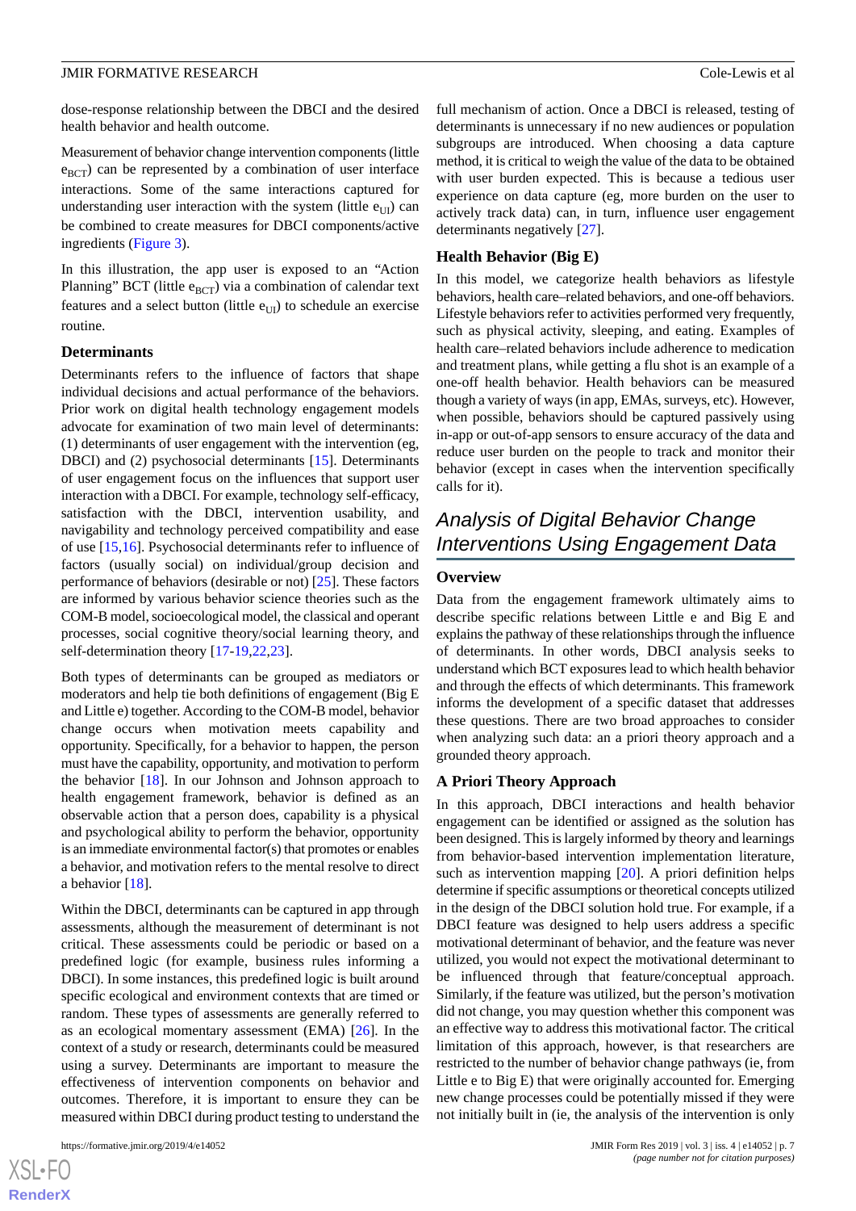dose-response relationship between the DBCI and the desired health behavior and health outcome.

Measurement of behavior change intervention components (little $e_{BCT}$) can be represented by a combination of user interface interactions. Some of the same interactions captured for understanding user interaction with the system (little $e_{UI}$) can be combined to create measures for DBCI components/active ingredients (Figure 3).

In this illustration, the app user is exposed to an "Action Planning" BCT (little $e_{BCT}$) via a combination of calendar text features and a select button (little $e_{UI}$) to schedule an exercise routine.

### Determinants

Determinants refers to the influence of factors that shape individual decisions and actual performance of the behaviors. Prior work on digital health technology engagement models advocate for examination of two main level of determinants: (1) determinants of user engagement with the intervention (eg, DBCI) and (2) psychosocial determinants [15]. Determinants of user engagement focus on the influences that support user interaction with a DBCI. For example, technology self-efficacy, satisfaction with the DBCI, intervention usability, and navigability and technology perceived compatibility and ease of use [15,16]. Psychosocial determinants refer to influence of factors (usually social) on individual/group decision and performance of behaviors (desirable or not) [25]. These factors are informed by various behavior science theories such as the COM-B model, socioecological model, the classical and operant processes, social cognitive theory/social learning theory, and self-determination theory [17-19,22,23].

Both types of determinants can be grouped as mediators or moderators and help tie both definitions of engagement (Big E and Little e) together. According to the COM-B model, behavior change occurs when motivation meets capability and opportunity. Specifically, for a behavior to happen, the person must have the capability, opportunity, and motivation to perform the behavior [18]. In our Johnson and Johnson approach to health engagement framework, behavior is defined as an observable action that a person does, capability is a physical and psychological ability to perform the behavior, opportunity is an immediate environmental factor(s) that promotes or enables a behavior, and motivation refers to the mental resolve to direct a behavior [18].

Within the DBCI, determinants can be captured in app through assessments, although the measurement of determinant is not critical. These assessments could be periodic or based on a predefined logic (for example, business rules informing a DBCI). In some instances, this predefined logic is built around specific ecological and environment contexts that are timed or random. These types of assessments are generally referred to as an ecological momentary assessment (EMA) [26]. In the context of a study or research, determinants could be measured using a survey. Determinants are important to measure the effectiveness of intervention components on behavior and outcomes. Therefore, it is important to ensure they can be measured within DBCI during product testing to understand the full mechanism of action. Once a DBCI is released, testing of determinants is unnecessary if no new audiences or population subgroups are introduced. When choosing a data capture method, it is critical to weigh the value of the data to be obtained with user burden expected. This is because a tedious user experience on data capture (eg, more burden on the user to actively track data) can, in turn, influence user engagement determinants negatively [27].

### Health Behavior (Big E)

In this model, we categorize health behaviors as lifestyle behaviors, health care–related behaviors, and one-off behaviors. Lifestyle behaviors refer to activities performed very frequently, such as physical activity, sleeping, and eating. Examples of health care–related behaviors include adherence to medication and treatment plans, while getting a flu shot is an example of a one-off health behavior. Health behaviors can be measured though a variety of ways (in app, EMAs, surveys, etc). However, when possible, behaviors should be captured passively using in-app or out-of-app sensors to ensure accuracy of the data and reduce user burden on the people to track and monitor their behavior (except in cases when the intervention specifically calls for it).

## Analysis of Digital Behavior Change Interventions Using Engagement Data

### Overview

Data from the engagement framework ultimately aims to describe specific relations between Little e and Big E and explains the pathway of these relationships through the influence of determinants. In other words, DBCI analysis seeks to understand which BCT exposures lead to which health behavior and through the effects of which determinants. This framework informs the development of a specific dataset that addresses these questions. There are two broad approaches to consider when analyzing such data: an a priori theory approach and a grounded theory approach.

### A Priori Theory Approach

In this approach, DBCI interactions and health behavior engagement can be identified or assigned as the solution has been designed. This is largely informed by theory and learnings from behavior-based intervention implementation literature, such as intervention mapping [20]. A priori definition helps determine if specific assumptions or theoretical concepts utilized in the design of the DBCI solution hold true. For example, if a DBCI feature was designed to help users address a specific motivational determinant of behavior, and the feature was never utilized, you would not expect the motivational determinant to be influenced through that feature/conceptual approach. Similarly, if the feature was utilized, but the person's motivation did not change, you may question whether this component was an effective way to address this motivational factor. The critical limitation of this approach, however, is that researchers are restricted to the number of behavior change pathways (ie, from Little e to Big E) that were originally accounted for. Emerging new change processes could be potentially missed if they were not initially built in (ie, the analysis of the intervention is only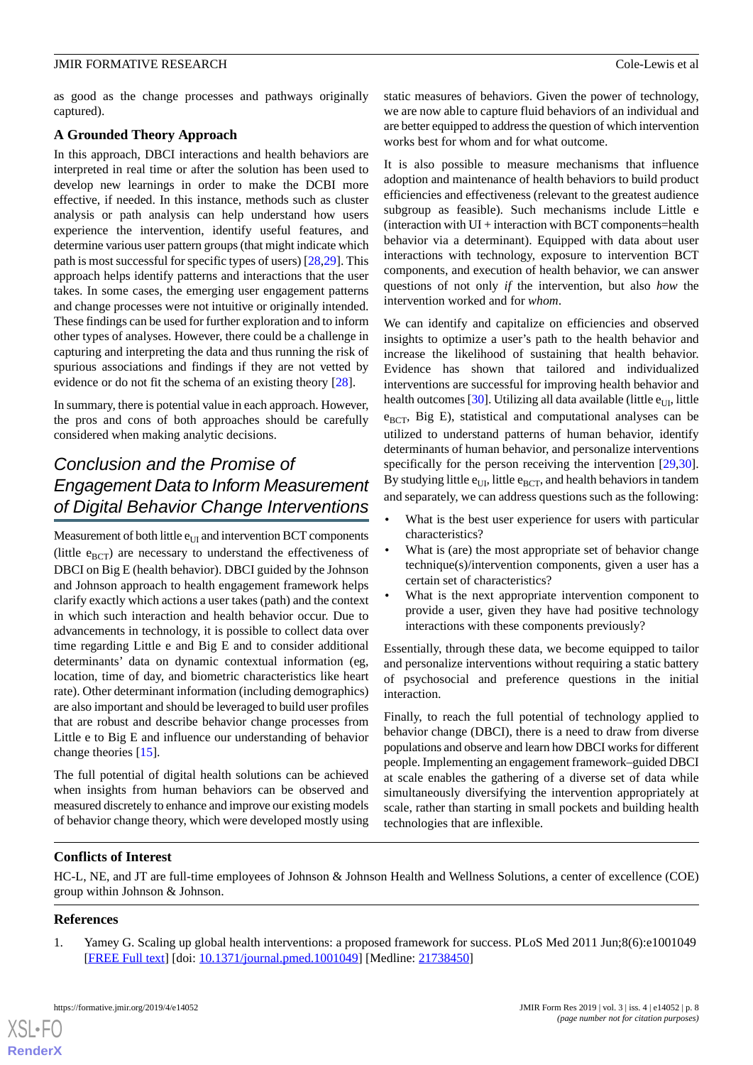as good as the change processes and pathways originally captured).

### A Grounded Theory Approach

In this approach, DBCI interactions and health behaviors are interpreted in real time or after the solution has been used to develop new learnings in order to make the DCBI more effective, if needed. In this instance, methods such as cluster analysis or path analysis can help understand how users experience the intervention, identify useful features, and determine various user pattern groups (that might indicate which path is most successful for specific types of users) [28,29]. This approach helps identify patterns and interactions that the user takes. In some cases, the emerging user engagement patterns and change processes were not intuitive or originally intended. These findings can be used for further exploration and to inform other types of analyses. However, there could be a challenge in capturing and interpreting the data and thus running the risk of spurious associations and findings if they are not vetted by evidence or do not fit the schema of an existing theory [28].

In summary, there is potential value in each approach. However, the pros and cons of both approaches should be carefully considered when making analytic decisions.

## Conclusion and the Promise of Engagement Data to Inform Measurement of Digital Behavior Change Interventions

Measurement of both little $e_{UI}$ and intervention BCT components (little $e_{BCT}$) are necessary to understand the effectiveness of DBCI on Big E (health behavior). DBCI guided by the Johnson and Johnson approach to health engagement framework helps clarify exactly which actions a user takes (path) and the context in which such interaction and health behavior occur. Due to advancements in technology, it is possible to collect data over time regarding Little e and Big E and to consider additional determinants' data on dynamic contextual information (eg, location, time of day, and biometric characteristics like heart rate). Other determinant information (including demographics) are also important and should be leveraged to build user profiles that are robust and describe behavior change processes from Little e to Big E and influence our understanding of behavior change theories [15].

The full potential of digital health solutions can be achieved when insights from human behaviors can be observed and measured discretely to enhance and improve our existing models of behavior change theory, which were developed mostly using static measures of behaviors. Given the power of technology, we are now able to capture fluid behaviors of an individual and are better equipped to address the question of which intervention works best for whom and for what outcome.

It is also possible to measure mechanisms that influence adoption and maintenance of health behaviors to build product efficiencies and effectiveness (relevant to the greatest audience subgroup as feasible). Such mechanisms include Little e (interaction with UI + interaction with BCT components=health behavior via a determinant). Equipped with data about user interactions with technology, exposure to intervention BCT components, and execution of health behavior, we can answer questions of not only *if* the intervention, but also *how* the intervention worked and for *whom*.

We can identify and capitalize on efficiencies and observed insights to optimize a user's path to the health behavior and increase the likelihood of sustaining that health behavior. Evidence has shown that tailored and individualized interventions are successful for improving health behavior and health outcomes [30]. Utilizing all data available (little $e_{UI}$, little $e_{BCT}$, Big E), statistical and computational analyses can be utilized to understand patterns of human behavior, identify determinants of human behavior, and personalize interventions specifically for the person receiving the intervention [29,30]. By studying little $e_{UI}$, little $e_{BCT}$, and health behaviors in tandem and separately, we can address questions such as the following:

- What is the best user experience for users with particular characteristics?
- What is (are) the most appropriate set of behavior change technique(s)/intervention components, given a user has a certain set of characteristics?
- What is the next appropriate intervention component to provide a user, given they have had positive technology interactions with these components previously?

Essentially, through these data, we become equipped to tailor and personalize interventions without requiring a static battery of psychosocial and preference questions in the initial interaction.

Finally, to reach the full potential of technology applied to behavior change (DBCI), there is a need to draw from diverse populations and observe and learn how DBCI works for different people. Implementing an engagement framework–guided DBCI at scale enables the gathering of a diverse set of data while simultaneously diversifying the intervention appropriately at scale, rather than starting in small pockets and building health technologies that are inflexible.

### Conflicts of Interest

HC-L, NE, and JT are full-time employees of Johnson & Johnson Health and Wellness Solutions, a center of excellence (COE) group within Johnson & Johnson.

### References

1. Yamey G. Scaling up global health interventions: a proposed framework for success. PLoS Med 2011 Jun;8(6):e1001049 [FREE Full text] [doi: 10.1371/journal.pmed.1001049] [Medline: 21738450]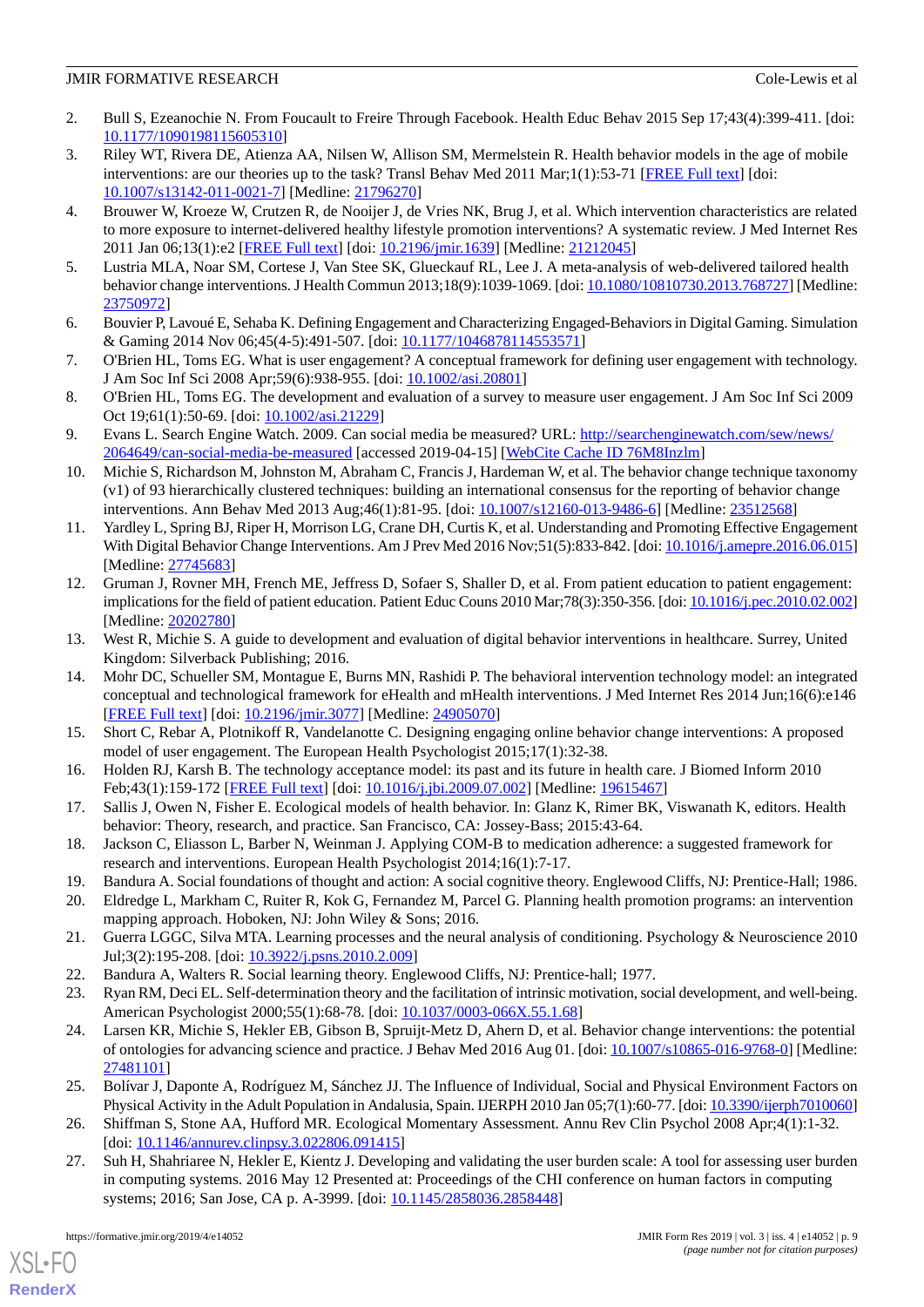2. Bull S, Ezeanochie N. From Foucault to Freire Through Facebook. Health Educ Behav 2015 Sep 17;43(4):399-411. [doi: 10.1177/1090198115605310]
3. Riley WT, Rivera DE, Atienza AA, Nilsen W, Allison SM, Mermelstein R. Health behavior models in the age of mobile interventions: are our theories up to the task? Transl Behav Med 2011 Mar;1(1):53-71 [FREE Full text] [doi: 10.1007/s13142-011-0021-7] [Medline: 21796270]
4. Brouwer W, Kroeze W, Crutzen R, de Nooijer J, de Vries NK, Brug J, et al. Which intervention characteristics are related to more exposure to internet-delivered healthy lifestyle promotion interventions? A systematic review. J Med Internet Res 2011 Jan 06;13(1):e2 [FREE Full text] [doi: 10.2196/jmir.1639] [Medline: 21212045]
5. Lustria MLA, Noar SM, Cortese J, Van Stee SK, Glueckauf RL, Lee J. A meta-analysis of web-delivered tailored health behavior change interventions. J Health Commun 2013;18(9):1039-1069. [doi: 10.1080/10810730.2013.768727] [Medline: 23750972]
6. Bouvier P, Lavoué E, Sehaba K. Defining Engagement and Characterizing Engaged-Behaviors in Digital Gaming. Simulation & Gaming 2014 Nov 06;45(4-5):491-507. [doi: 10.1177/1046878114553571]
7. O'Brien HL, Toms EG. What is user engagement? A conceptual framework for defining user engagement with technology. J Am Soc Inf Sci 2008 Apr;59(6):938-955. [doi: 10.1002/asi.20801]
8. O'Brien HL, Toms EG. The development and evaluation of a survey to measure user engagement. J Am Soc Inf Sci 2009 Oct 19;61(1):50-69. [doi: 10.1002/asi.21229]
9. Evans L. Search Engine Watch. 2009. Can social media be measured? URL: http://searchenginewatch.com/sew/news/2064649/can-social-media-be-measured [accessed 2019-04-15] [WebCite Cache ID 76M8Inzlm]
10. Michie S, Richardson M, Johnston M, Abraham C, Francis J, Hardeman W, et al. The behavior change technique taxonomy (v1) of 93 hierarchically clustered techniques: building an international consensus for the reporting of behavior change interventions. Ann Behav Med 2013 Aug;46(1):81-95. [doi: 10.1007/s12160-013-9486-6] [Medline: 23512568]
11. Yardley L, Spring BJ, Riper H, Morrison LG, Crane DH, Curtis K, et al. Understanding and Promoting Effective Engagement With Digital Behavior Change Interventions. Am J Prev Med 2016 Nov;51(5):833-842. [doi: 10.1016/j.amepre.2016.06.015] [Medline: 27745683]
12. Gruman J, Rovner MH, French ME, Jeffress D, Sofaer S, Shaller D, et al. From patient education to patient engagement: implications for the field of patient education. Patient Educ Couns 2010 Mar;78(3):350-356. [doi: 10.1016/j.pec.2010.02.002] [Medline: 20202780]
13. West R, Michie S. A guide to development and evaluation of digital behavior interventions in healthcare. Surrey, United Kingdom: Silverback Publishing; 2016.
14. Mohr DC, Schueller SM, Montague E, Burns MN, Rashidi P. The behavioral intervention technology model: an integrated conceptual and technological framework for eHealth and mHealth interventions. J Med Internet Res 2014 Jun;16(6):e146 [FREE Full text] [doi: 10.2196/jmir.3077] [Medline: 24905070]
15. Short C, Rebar A, Plotnikoff R, Vandelanotte C. Designing engaging online behavior change interventions: A proposed model of user engagement. The European Health Psychologist 2015;17(1):32-38.
16. Holden RJ, Karsh B. The technology acceptance model: its past and its future in health care. J Biomed Inform 2010 Feb;43(1):159-172 [FREE Full text] [doi: 10.1016/j.jbi.2009.07.002] [Medline: 19615467]
17. Sallis J, Owen N, Fisher E. Ecological models of health behavior. In: Glanz K, Rimer BK, Viswanath K, editors. Health behavior: Theory, research, and practice. San Francisco, CA: Jossey-Bass; 2015:43-64.
18. Jackson C, Eliasson L, Barber N, Weinman J. Applying COM-B to medication adherence: a suggested framework for research and interventions. European Health Psychologist 2014;16(1):7-17.
19. Bandura A. Social foundations of thought and action: A social cognitive theory. Englewood Cliffs, NJ: Prentice-Hall; 1986.
20. Eldredge L, Markham C, Ruiter R, Kok G, Fernandez M, Parcel G. Planning health promotion programs: an intervention mapping approach. Hoboken, NJ: John Wiley & Sons; 2016.
21. Guerra LGGC, Silva MTA. Learning processes and the neural analysis of conditioning. Psychology & Neuroscience 2010 Jul;3(2):195-208. [doi: 10.3922/j.psns.2010.2.009]
22. Bandura A, Walters R. Social learning theory. Englewood Cliffs, NJ: Prentice-hall; 1977.
23. Ryan RM, Deci EL. Self-determination theory and the facilitation of intrinsic motivation, social development, and well-being. American Psychologist 2000;55(1):68-78. [doi: 10.1037/0003-066X.55.1.68]
24. Larsen KR, Michie S, Hekler EB, Gibson B, Spruijt-Metz D, Ahern D, et al. Behavior change interventions: the potential of ontologies for advancing science and practice. J Behav Med 2016 Aug 01. [doi: 10.1007/s10865-016-9768-0] [Medline: 27481101]
25. Bolívar J, Daponte A, Rodríguez M, Sánchez JJ. The Influence of Individual, Social and Physical Environment Factors on Physical Activity in the Adult Population in Andalusia, Spain. IJERPH 2010 Jan 05;7(1):60-77. [doi: 10.3390/ijerph7010060]
26. Shiffman S, Stone AA, Hufford MR. Ecological Momentary Assessment. Annu Rev Clin Psychol 2008 Apr;4(1):1-32. [doi: 10.1146/annurev.clinpsy.3.022806.091415]
27. Suh H, Shahriaree N, Hekler E, Kientz J. Developing and validating the user burden scale: A tool for assessing user burden in computing systems. 2016 May 12 Presented at: Proceedings of the CHI conference on human factors in computing systems; 2016; San Jose, CA p. A-3999. [doi: 10.1145/2858036.2858448]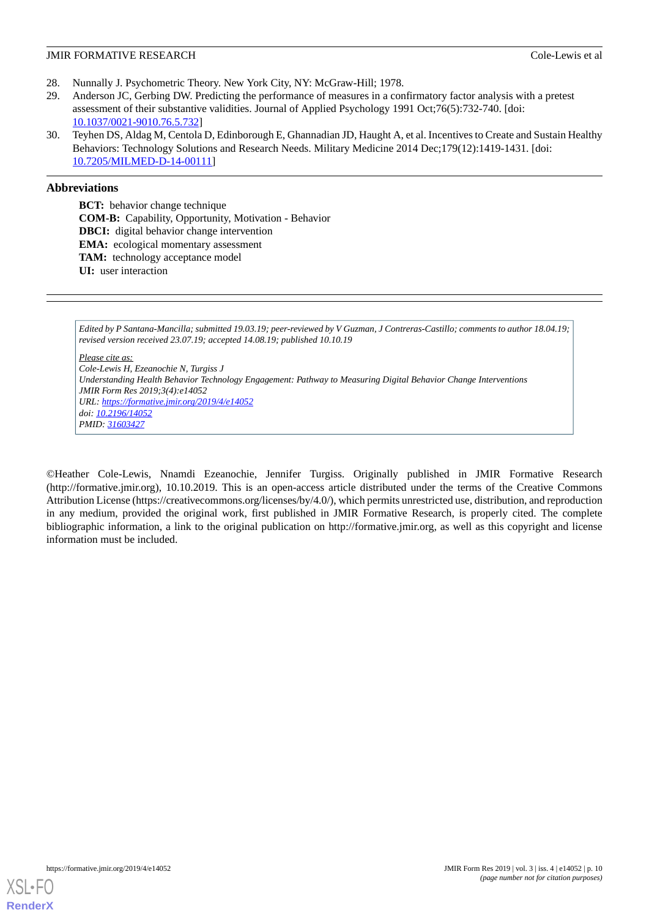28. Nunnally J. Psychometric Theory. New York City, NY: McGraw-Hill; 1978.
29. Anderson JC, Gerbing DW. Predicting the performance of measures in a confirmatory factor analysis with a pretest assessment of their substantive validities. Journal of Applied Psychology 1991 Oct;76(5):732-740. [doi: 10.1037/0021-9010.76.5.732]
30. Teyhen DS, Aldag M, Centola D, Edinborough E, Ghannadian JD, Haught A, et al. Incentives to Create and Sustain Healthy Behaviors: Technology Solutions and Research Needs. Military Medicine 2014 Dec;179(12):1419-1431. [doi: 10.7205/MILMED-D-14-00111]

## Abbreviations

**BCT:** behavior change technique
**COM-B:** Capability, Opportunity, Motivation - Behavior
**DBCI:** digital behavior change intervention
**EMA:** ecological momentary assessment
**TAM:** technology acceptance model
**UI:** user interaction

*Edited by P Santana-Mancilla; submitted 19.03.19; peer-reviewed by V Guzman, J Contreras-Castillo; comments to author 18.04.19; revised version received 23.07.19; accepted 14.08.19; published 10.10.19*

*Please cite as:*
*Cole-Lewis H, Ezeanochie N, Turgiss J*
*Understanding Health Behavior Technology Engagement: Pathway to Measuring Digital Behavior Change Interventions*
*JMIR Form Res 2019;3(4):e14052*
*URL: https://formative.jmir.org/2019/4/e14052*
*doi: 10.2196/14052*
*PMID: 31603427*

©Heather Cole-Lewis, Nnamdi Ezeanochie, Jennifer Turgiss. Originally published in JMIR Formative Research (http://formative.jmir.org), 10.10.2019. This is an open-access article distributed under the terms of the Creative Commons Attribution License (https://creativecommons.org/licenses/by/4.0/), which permits unrestricted use, distribution, and reproduction in any medium, provided the original work, first published in JMIR Formative Research, is properly cited. The complete bibliographic information, a link to the original publication on http://formative.jmir.org, as well as this copyright and license information must be included.